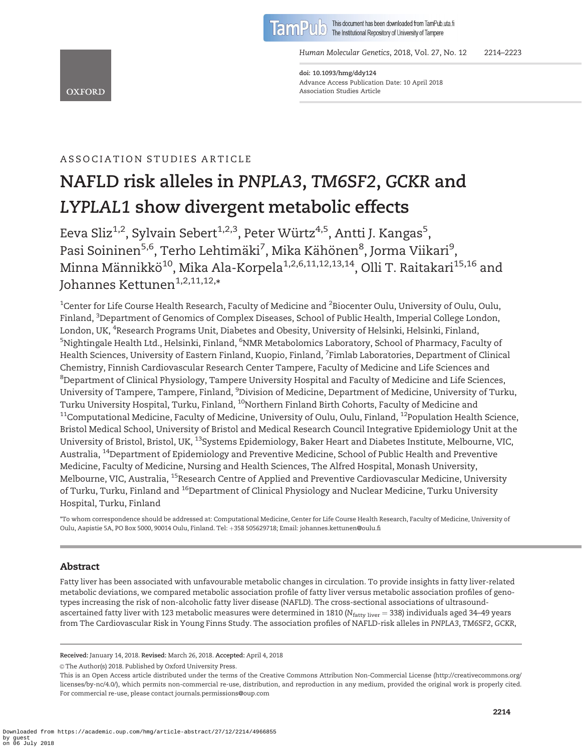ASSOCIATION STUDIES ARTICLE

# NAFLD risk alleles in *PNPLA3*, *TM6SF2*, *GCKR* and *LYPLAL1* show divergent metabolic effects

Eeva Sliz[1,2], Sylvain Sebert[1,2,3], Peter Würtz[4,5], Antti J. Kangas[5], Pasi Soininen[5,6], Terho Lehtimäki[7], Mika Kähönen[8], Jorma Viikari[9], Minna Männikkö[10], Mika Ala-Korpela[1,2,6,11,12,13,14], Olli T. Raitakari[15,16] and Johannes Kettunen[1,2,11,12,*]

[1]Center for Life Course Health Research, Faculty of Medicine and [2]Biocenter Oulu, University of Oulu, Oulu, Finland, [3]Department of Genomics of Complex Diseases, School of Public Health, Imperial College London, London, UK, [4]Research Programs Unit, Diabetes and Obesity, University of Helsinki, Helsinki, Finland, [5]Nightingale Health Ltd., Helsinki, Finland, [6]NMR Metabolomics Laboratory, School of Pharmacy, Faculty of Health Sciences, University of Eastern Finland, Kuopio, Finland, [7]Fimlab Laboratories, Department of Clinical Chemistry, Finnish Cardiovascular Research Center Tampere, Faculty of Medicine and Life Sciences and [8]Department of Clinical Physiology, Tampere University Hospital and Faculty of Medicine and Life Sciences, University of Tampere, Tampere, Finland, [9]Division of Medicine, Department of Medicine, University of Turku, Turku University Hospital, Turku, Finland, [10]Northern Finland Birth Cohorts, Faculty of Medicine and [11]Computational Medicine, Faculty of Medicine, University of Oulu, Oulu, Finland, [12]Population Health Science, Bristol Medical School, University of Bristol and Medical Research Council Integrative Epidemiology Unit at the University of Bristol, Bristol, UK, [13]Systems Epidemiology, Baker Heart and Diabetes Institute, Melbourne, VIC, Australia, [14]Department of Epidemiology and Preventive Medicine, School of Public Health and Preventive Medicine, Faculty of Medicine, Nursing and Health Sciences, The Alfred Hospital, Monash University, Melbourne, VIC, Australia, [15]Research Centre of Applied and Preventive Cardiovascular Medicine, University of Turku, Turku, Finland and [16]Department of Clinical Physiology and Nuclear Medicine, Turku University Hospital, Turku, Finland

*To whom correspondence should be addressed at: Computational Medicine, Center for Life Course Health Research, Faculty of Medicine, University of Oulu, Aapistie 5A, PO Box 5000, 90014 Oulu, Finland. Tel: +358 505629718; Email: johannes.kettunen@oulu.fi

## Abstract

Fatty liver has been associated with unfavourable metabolic changes in circulation. To provide insights in fatty liver-related metabolic deviations, we compared metabolic association profile of fatty liver versus metabolic association profiles of genotypes increasing the risk of non-alcoholic fatty liver disease (NAFLD). The cross-sectional associations of ultrasound-ascertained fatty liver with 123 metabolic measures were determined in 1810 ($N_{\text{fatty liver}} = 338$) individuals aged 34–49 years from The Cardiovascular Risk in Young Finns Study. The association profiles of NAFLD-risk alleles in *PNPLA3*, *TM6SF2*, *GCKR*,

**Received:** January 14, 2018. **Revised:** March 26, 2018. **Accepted:** April 4, 2018

© The Author(s) 2018. Published by Oxford University Press.

This is an Open Access article distributed under the terms of the Creative Commons Attribution Non-Commercial License (http://creativecommons.org/licenses/by-nc/4.0/), which permits non-commercial re-use, distribution, and reproduction in any medium, provided the original work is properly cited. For commercial re-use, please contact journals.permissions@oup.com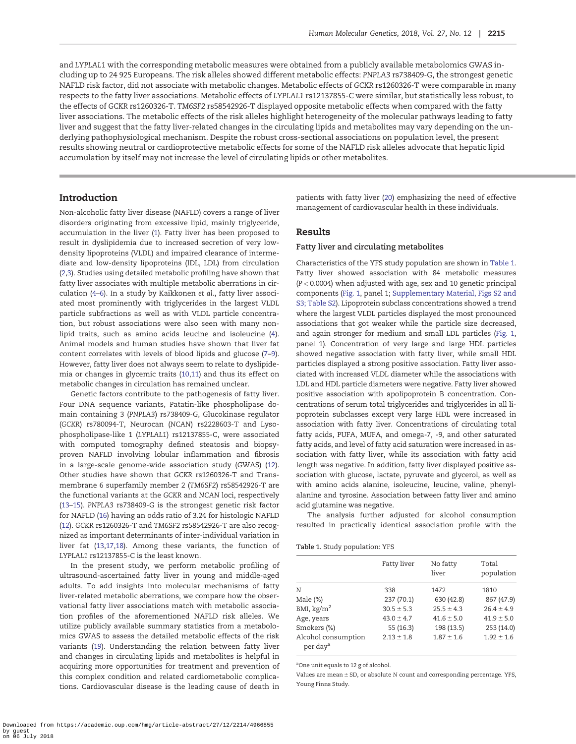and *LYPLAL1* with the corresponding metabolic measures were obtained from a publicly available metabolomics GWAS including up to 24 925 Europeans. The risk alleles showed different metabolic effects: *PNPLA3* rs738409-G, the strongest genetic NAFLD risk factor, did not associate with metabolic changes. Metabolic effects of *GCKR* rs1260326-T were comparable in many respects to the fatty liver associations. Metabolic effects of *LYPLAL1* rs12137855-C were similar, but statistically less robust, to the effects of *GCKR* rs1260326-T. *TM6SF2* rs58542926-T displayed opposite metabolic effects when compared with the fatty liver associations. The metabolic effects of the risk alleles highlight heterogeneity of the molecular pathways leading to fatty liver and suggest that the fatty liver-related changes in the circulating lipids and metabolites may vary depending on the underlying pathophysiological mechanism. Despite the robust cross-sectional associations on population level, the present results showing neutral or cardioprotective metabolic effects for some of the NAFLD risk alleles advocate that hepatic lipid accumulation by itself may not increase the level of circulating lipids or other metabolites.

## Introduction

Non-alcoholic fatty liver disease (NAFLD) covers a range of liver disorders originating from excessive lipid, mainly triglyceride, accumulation in the liver (1). Fatty liver has been proposed to result in dyslipidemia due to increased secretion of very low-density lipoproteins (VLDL) and impaired clearance of intermediate and low-density lipoproteins (IDL, LDL) from circulation (2,3). Studies using detailed metabolic profiling have shown that fatty liver associates with multiple metabolic aberrations in circulation (4–6). In a study by Kaikkonen *et al.*, fatty liver associated most prominently with triglycerides in the largest VLDL particle subfractions as well as with VLDL particle concentration, but robust associations were also seen with many non-lipid traits, such as amino acids leucine and isoleucine (4). Animal models and human studies have shown that liver fat content correlates with levels of blood lipids and glucose (7–9). However, fatty liver does not always seem to relate to dyslipidemia or changes in glycemic traits (10,11) and thus its effect on metabolic changes in circulation has remained unclear.

Genetic factors contribute to the pathogenesis of fatty liver. Four DNA sequence variants, Patatin-like phospholipase domain containing 3 (*PNPLA3*) rs738409-G, Glucokinase regulator (*GCKR*) rs780094-T, Neurocan (*NCAN*) rs2228603-T and Lysophospholipase-like 1 (*LYPLAL1*) rs12137855-C, were associated with computed tomography defined steatosis and biopsy-proven NAFLD involving lobular inflammation and fibrosis in a large-scale genome-wide association study (GWAS) (12). Other studies have shown that *GCKR* rs1260326-T and Transmembrane 6 superfamily member 2 (*TM6SF2*) rs58542926-T are the functional variants at the *GCKR* and *NCAN* loci, respectively (13–15). *PNPLA3* rs738409-G is the strongest genetic risk factor for NAFLD (16) having an odds ratio of 3.24 for histologic NAFLD (12). *GCKR* rs1260326-T and *TM6SF2* rs58542926-T are also recognized as important determinants of inter-individual variation in liver fat (13,17,18). Among these variants, the function of *LYPLAL1* rs12137855-C is the least known.

In the present study, we perform metabolic profiling of ultrasound-ascertained fatty liver in young and middle-aged adults. To add insights into molecular mechanisms of fatty liver-related metabolic aberrations, we compare how the observational fatty liver associations match with metabolic association profiles of the aforementioned NAFLD risk alleles. We utilize publicly available summary statistics from a metabolomics GWAS to assess the detailed metabolic effects of the risk variants (19). Understanding the relation between fatty liver and changes in circulating lipids and metabolites is helpful in acquiring more opportunities for treatment and prevention of this complex condition and related cardiometabolic complications. Cardiovascular disease is the leading cause of death in patients with fatty liver (20) emphasizing the need of effective management of cardiovascular health in these individuals.

## Results

### Fatty liver and circulating metabolites

Characteristics of the YFS study population are shown in Table 1. Fatty liver showed association with 84 metabolic measures ($P < 0.0004$) when adjusted with age, sex and 10 genetic principal components (Fig. 1, panel 1; Supplementary Material, Figs S2 and S3; Table S2). Lipoprotein subclass concentrations showed a trend where the largest VLDL particles displayed the most pronounced associations that got weaker while the particle size decreased, and again stronger for medium and small LDL particles (Fig. 1, panel 1). Concentration of very large and large HDL particles showed negative association with fatty liver, while small HDL particles displayed a strong positive association. Fatty liver associated with increased VLDL diameter while the associations with LDL and HDL particle diameters were negative. Fatty liver showed positive association with apolipoprotein B concentration. Concentrations of serum total triglycerides and triglycerides in all lipoprotein subclasses except very large HDL were increased in association with fatty liver. Concentrations of circulating total fatty acids, PUFA, MUFA, and omega-7, -9, and other saturated fatty acids, and level of fatty acid saturation were increased in association with fatty liver, while its association with fatty acid length was negative. In addition, fatty liver displayed positive association with glucose, lactate, pyruvate and glycerol, as well as with amino acids alanine, isoleucine, leucine, valine, phenylalanine and tyrosine. Association between fatty liver and amino acid glutamine was negative.

The analysis further adjusted for alcohol consumption resulted in practically identical association profile with the

Table 1. Study population: YFS

| | Fatty liver | No fatty liver | Total population |
|---|---|---|---|
| N | 338 | 1472 | 1810 |
| Male (%) | 237 (70.1) | 630 (42.8) | 867 (47.9) |
| BMI, kg/m$^2$ | 30.5 ± 5.3 | 25.5 ± 4.3 | 26.4 ± 4.9 |
| Age, years | 43.0 ± 4.7 | 41.6 ± 5.0 | 41.9 ± 5.0 |
| Smokers (%) | 55 (16.3) | 198 (13.5) | 253 (14.0) |
| Alcohol consumption per day[a] | 2.13 ± 1.8 | 1.87 ± 1.6 | 1.92 ± 1.6 |

[a]One unit equals to 12 g of alcohol.

Values are mean ± SD, or absolute N count and corresponding percentage. YFS, Young Finns Study.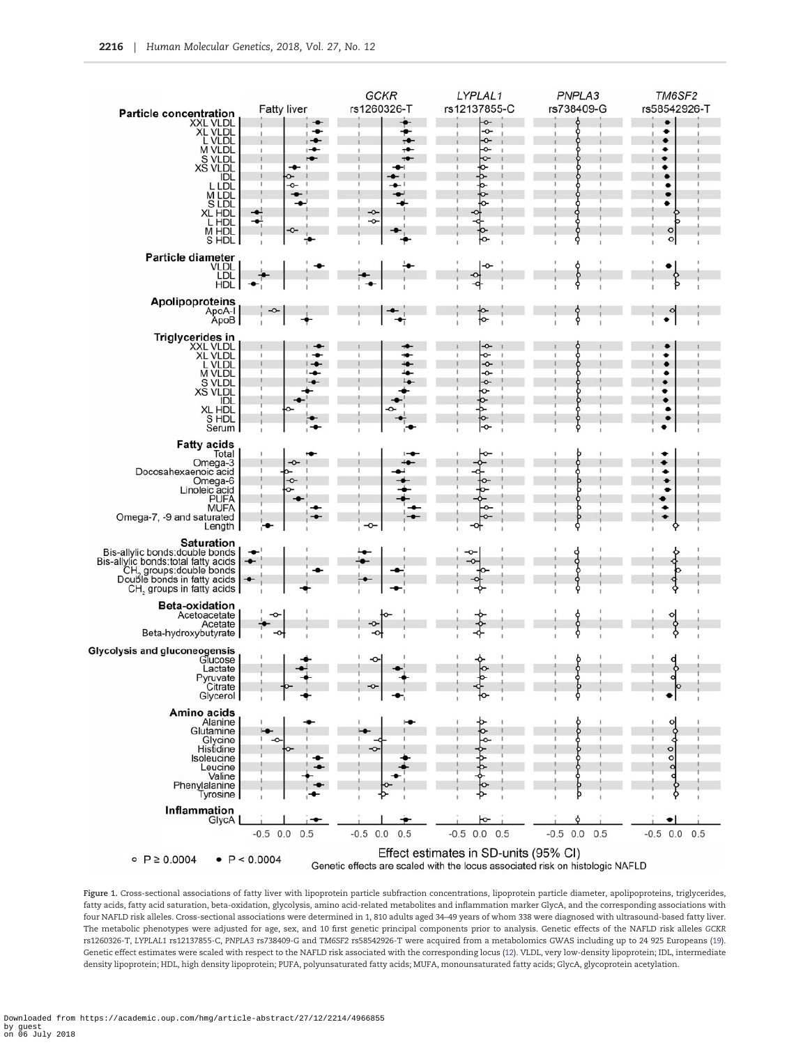Fatty liver

GCKR rs1260326-T

LYPLAL1 rs12137855-C

PNPLA3 rs738409-G

TM6SF2 rs58542926-T

**Particle concentration**
XXL VLDL
XL VLDL
L VLDL
M VLDL
S VLDL
XS VLDL
IDL
L LDL
M LDL
S LDL
XL HDL
L HDL
M HDL
S HDL

**Particle diameter**
VLDL
LDL
HDL

**Apolipoproteins**
ApoA-I
ApoB

**Triglycerides in**
XXL VLDL
XL VLDL
L VLDL
M VLDL
S VLDL
XS VLDL
IDL
XL HDL
S HDL
Serum

**Fatty acids**
Total
Omega-3
Docosahexaenoic acid
Omega-6
Linoleic acid
PUFA
MUFA
Omega-7, -9 and saturated
Length

**Saturation**
Bis-allylic bonds:double bonds
Bis-allylic bonds:total fatty acids
$CH_2$ groups:double bonds
Double bonds in fatty acids
$CH_2$ groups in fatty acids

**Beta-oxidation**
Acetoacetate
Acetate
Beta-hydroxybutyrate

**Glycolysis and gluconeogensis**
Glucose
Lactate
Pyruvate
Citrate
Glycerol

**Amino acids**
Alanine
Glutamine
Glycine
Histidine
Isoleucine
Leucine
Valine
Phenylalanine
Tyrosine

**Inflammation**
GlycA

-0.5 0.0 0.5

○ P ≥ 0.0004 ● P < 0.0004

Effect estimates in SD-units (95% CI)

Genetic effects are scaled with the locus associated risk on histologic NAFLD

Figure 1. Cross-sectional associations of fatty liver with lipoprotein particle subfraction concentrations, lipoprotein particle diameter, apolipoproteins, triglycerides, fatty acids, fatty acid saturation, beta-oxidation, glycolysis, amino acid-related metabolites and inflammation marker GlycA, and the corresponding associations with four NAFLD risk alleles. Cross-sectional associations were determined in 1, 810 adults aged 34–49 years of whom 338 were diagnosed with ultrasound-based fatty liver. The metabolic phenotypes were adjusted for age, sex, and 10 first genetic principal components prior to analysis. Genetic effects of the NAFLD risk alleles *GCKR* rs1260326-T, *LYPLAL1* rs12137855-C, *PNPLA3* rs738409-G and *TM6SF2* rs58542926-T were acquired from a metabolomics GWAS including up to 24 925 Europeans (19). Genetic effect estimates were scaled with respect to the NAFLD risk associated with the corresponding locus (12). VLDL, very low-density lipoprotein; IDL, intermediate density lipoprotein; HDL, high density lipoprotein; PUFA, polyunsaturated fatty acids; MUFA, monounsaturated fatty acids; GlycA, glycoprotein acetylation.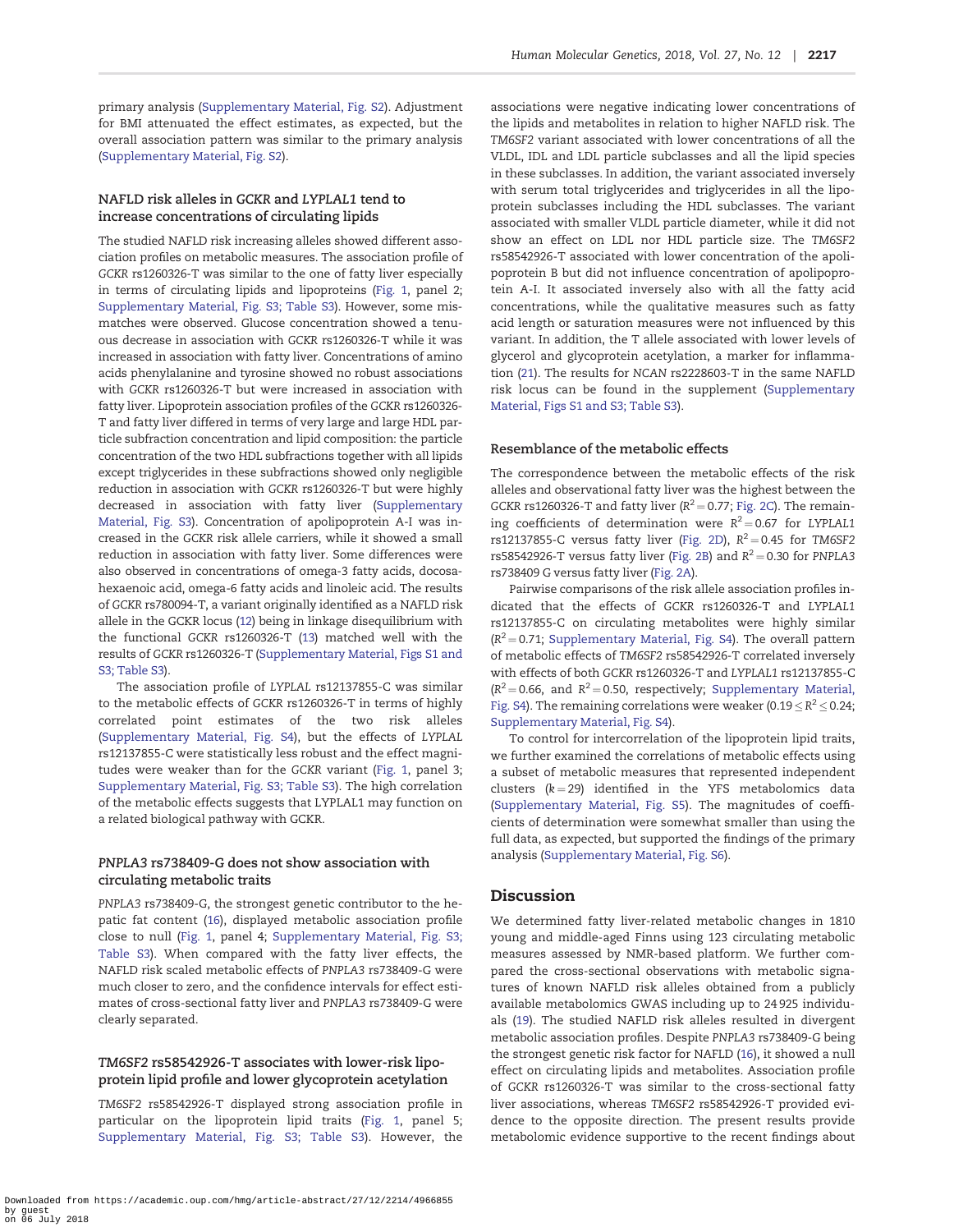primary analysis (Supplementary Material, Fig. S2). Adjustment for BMI attenuated the effect estimates, as expected, but the overall association pattern was similar to the primary analysis (Supplementary Material, Fig. S2).

### NAFLD risk alleles in *GCKR* and *LYPLAL1* tend to increase concentrations of circulating lipids

The studied NAFLD risk increasing alleles showed different association profiles on metabolic measures. The association profile of *GCKR* rs1260326-T was similar to the one of fatty liver especially in terms of circulating lipids and lipoproteins (Fig. 1, panel 2; Supplementary Material, Fig. S3; Table S3). However, some mismatches were observed. Glucose concentration showed a tenuous decrease in association with *GCKR* rs1260326-T while it was increased in association with fatty liver. Concentrations of amino acids phenylalanine and tyrosine showed no robust associations with *GCKR* rs1260326-T but were increased in association with fatty liver. Lipoprotein association profiles of the *GCKR* rs1260326-T and fatty liver differed in terms of very large and large HDL particle subfraction concentration and lipid composition: the particle concentration of the two HDL subfractions together with all lipids except triglycerides in these subfractions showed only negligible reduction in association with *GCKR* rs1260326-T but were highly decreased in association with fatty liver (Supplementary Material, Fig. S3). Concentration of apolipoprotein A-I was increased in the *GCKR* risk allele carriers, while it showed a small reduction in association with fatty liver. Some differences were also observed in concentrations of omega-3 fatty acids, docosahexaenoic acid, omega-6 fatty acids and linoleic acid. The results of *GCKR* rs780094-T, a variant originally identified as a NAFLD risk allele in the GCKR locus (12) being in linkage disequilibrium with the functional *GCKR* rs1260326-T (13) matched well with the results of *GCKR* rs1260326-T (Supplementary Material, Figs S1 and S3; Table S3).

The association profile of *LYPLAL* rs12137855-C was similar to the metabolic effects of *GCKR* rs1260326-T in terms of highly correlated point estimates of the two risk alleles (Supplementary Material, Fig. S4), but the effects of *LYPLAL* rs12137855-C were statistically less robust and the effect magnitudes were weaker than for the *GCKR* variant (Fig. 1, panel 3; Supplementary Material, Fig. S3; Table S3). The high correlation of the metabolic effects suggests that LYPLAL1 may function on a related biological pathway with GCKR.

### *PNPLA3* rs738409-G does not show association with circulating metabolic traits

*PNPLA3* rs738409-G, the strongest genetic contributor to the hepatic fat content (16), displayed metabolic association profile close to null (Fig. 1, panel 4; Supplementary Material, Fig. S3; Table S3). When compared with the fatty liver effects, the NAFLD risk scaled metabolic effects of *PNPLA3* rs738409-G were much closer to zero, and the confidence intervals for effect estimates of cross-sectional fatty liver and *PNPLA3* rs738409-G were clearly separated.

### *TM6SF2* rs58542926-T associates with lower-risk lipoprotein lipid profile and lower glycoprotein acetylation

*TM6SF2* rs58542926-T displayed strong association profile in particular on the lipoprotein lipid traits (Fig. 1, panel 5; Supplementary Material, Fig. S3; Table S3). However, the associations were negative indicating lower concentrations of the lipids and metabolites in relation to higher NAFLD risk. The *TM6SF2* variant associated with lower concentrations of all the VLDL, IDL and LDL particle subclasses and all the lipid species in these subclasses. In addition, the variant associated inversely with serum total triglycerides and triglycerides in all the lipoprotein subclasses including the HDL subclasses. The variant associated with smaller VLDL particle diameter, while it did not show an effect on LDL nor HDL particle size. The *TM6SF2* rs58542926-T associated with lower concentration of the apolipoprotein B but did not influence concentration of apolipoprotein A-I. It associated inversely also with all the fatty acid concentrations, while the qualitative measures such as fatty acid length or saturation measures were not influenced by this variant. In addition, the T allele associated with lower levels of glycerol and glycoprotein acetylation, a marker for inflammation (21). The results for *NCAN* rs2228603-T in the same NAFLD risk locus can be found in the supplement (Supplementary Material, Figs S1 and S3; Table S3).

### Resemblance of the metabolic effects

The correspondence between the metabolic effects of the risk alleles and observational fatty liver was the highest between the *GCKR* rs1260326-T and fatty liver ($R^2 = 0.77$; Fig. 2C). The remaining coefficients of determination were $R^2 = 0.67$ for *LYPLAL1* rs12137855-C versus fatty liver (Fig. 2D), $R^2 = 0.45$ for *TM6SF2* rs58542926-T versus fatty liver (Fig. 2B) and $R^2 = 0.30$ for *PNPLA3* rs738409 G versus fatty liver (Fig. 2A).

Pairwise comparisons of the risk allele association profiles indicated that the effects of both *GCKR* rs1260326-T and *LYPLAL1* rs12137855-C on circulating metabolites were highly similar ($R^2 = 0.71$; Supplementary Material, Fig. S4). The overall pattern of metabolic effects of *TM6SF2* rs58542926-T correlated inversely with effects of both *GCKR* rs1260326-T and *LYPLAL1* rs12137855-C ($R^2 = 0.66$, and $R^2 = 0.50$, respectively; Supplementary Material, Fig. S4). The remaining correlations were weaker ($0.19 \leq R^2 \leq 0.24$; Supplementary Material, Fig. S4).

To control for intercorrelation of the lipoprotein lipid traits, we further examined the correlations of metabolic effects using a subset of metabolic measures that represented independent clusters ($k = 29$) identified in the YFS metabolomics data (Supplementary Material, Fig. S5). The magnitudes of coefficients of determination were somewhat smaller than using the full data, as expected, but supported the findings of the primary analysis (Supplementary Material, Fig. S6).

## Discussion

We determined fatty liver-related metabolic changes in 1810 young and middle-aged Finns using 123 circulating metabolic measures assessed by NMR-based platform. We further compared the cross-sectional observations with metabolic signatures of known NAFLD risk alleles obtained from a publicly available metabolomics GWAS including up to 24 925 individuals (19). The studied NAFLD risk alleles resulted in divergent metabolic association profiles. Despite *PNPLA3* rs738409-G being the strongest genetic risk factor for NAFLD (16), it showed a null effect on circulating lipids and metabolites. Association profile of *GCKR* rs1260326-T was similar to the cross-sectional fatty liver associations, whereas *TM6SF2* rs58542926-T provided evidence to the opposite direction. The present results provide metabolomic evidence supportive to the recent findings about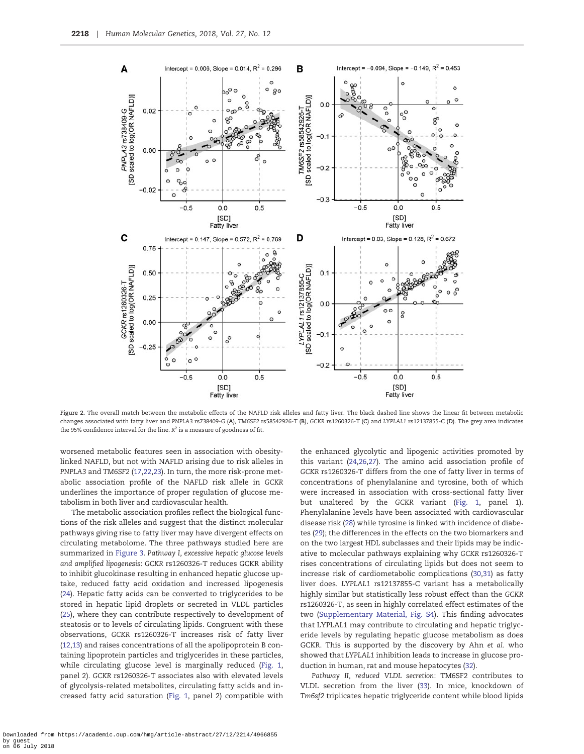Figure 2. The overall match between the metabolic effects of the NAFLD risk alleles and fatty liver. The black dashed line shows the linear fit between metabolic changes associated with fatty liver and *PNPLA3* rs738409-G (A), *TM6SF2* rs58542926-T (B), *GCKR* rs1260326-T (C) and *LYPLAL1* rs12137855-C (D). The grey area indicates the 95% confidence interval for the line. $R^2$ is a measure of goodness of fit.

worsened metabolic features seen in association with obesity-linked NAFLD, but not with NAFLD arising due to risk alleles in *PNPLA3* and *TM6SF2* (17,22,23). In turn, the more risk-prone metabolic association profile of the NAFLD risk allele in *GCKR* underlines the importance of proper regulation of glucose metabolism in both liver and cardiovascular health.

The metabolic association profiles reflect the biological functions of the risk alleles and suggest that the distinct molecular pathways giving rise to fatty liver may have divergent effects on circulating metabolome. The three pathways studied here are summarized in Figure 3. *Pathway I, excessive hepatic glucose levels and amplified lipogenesis*: *GCKR* rs1260326-T reduces GCKR ability to inhibit glucokinase resulting in enhanced hepatic glucose uptake, reduced fatty acid oxidation and increased lipogenesis (24). Hepatic fatty acids can be converted to triglycerides to be stored in hepatic lipid droplets or secreted in VLDL particles (25), where they can contribute respectively to development of steatosis or to levels of circulating lipids. Congruent with these observations, *GCKR* rs1260326-T increases risk of fatty liver (12,13) and raises concentrations of all the apolipoprotein B containing lipoprotein particles and triglycerides in these particles, while circulating glucose level is marginally reduced (Fig. 1, panel 2). *GCKR* rs1260326-T associates also with elevated levels of glycolysis-related metabolites, circulating fatty acids and increased fatty acid saturation (Fig. 1, panel 2) compatible with the enhanced glycolytic and lipogenic activities promoted by this variant (24,26,27). The amino acid association profile of *GCKR* rs1260326-T differs from the one of fatty liver in terms of concentrations of phenylalanine and tyrosine, both of which were increased in association with cross-sectional fatty liver but unaltered by the *GCKR* variant (Fig. 1, panel 1). Phenylalanine levels have been associated with cardiovascular disease risk (28) while tyrosine is linked with incidence of diabetes (29); the differences in the effects on the two biomarkers and on the two largest HDL subclasses and their lipids may be indicative to molecular pathways explaining why *GCKR* rs1260326-T rises concentrations of circulating lipids but does not seem to increase risk of cardiometabolic complications (30,31) as fatty liver does. *LYPLAL1* rs12137855-C variant has a metabolically highly similar but statistically less robust effect than the *GCKR* rs1260326-T, as seen in highly correlated effect estimates of the two (Supplementary Material, Fig. S4). This finding advocates that LYPLAL1 may contribute to circulating and hepatic triglyceride levels by regulating hepatic glucose metabolism as does GCKR. This is supported by the discovery by Ahn *et al.* who showed that *LYPLAL1* inhibition leads to increase in glucose production in human, rat and mouse hepatocytes (32).

*Pathway II, reduced VLDL secretion*: TM6SF2 contributes to VLDL secretion from the liver (33). In mice, knockdown of *Tm6sf2* triplicates hepatic triglyceride content while blood lipids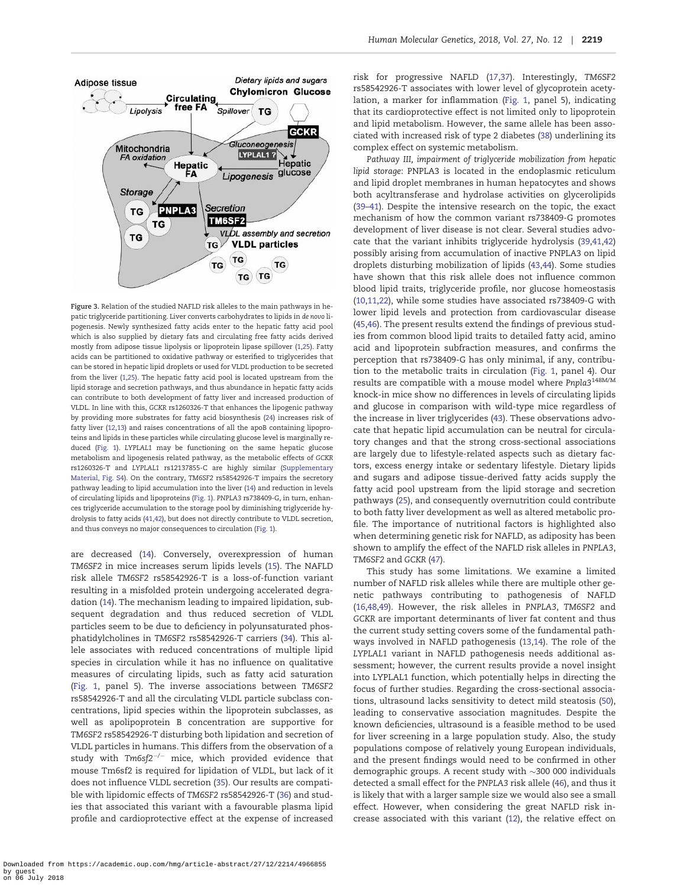Adipose tissue

Dietary lipids and sugars

Chylomicron Glucose

Lipolysis

Circulating free FA

Spillover

TG

GCKR

Gluconeogenesis

LYPLAL1 ?

Mitochondria

FA oxidation

Hepatic FA

Hepatic glucose

Lipogenesis

Storage

TG

PNPLA3

TG

TG

Secretion

TM6SF2

VLDL assembly and secretion

TG

VLDL particles

TG TG TG TG TG

**Figure 3.** Relation of the studied NAFLD risk alleles to the main pathways in hepatic triglyceride partitioning. Liver converts carbohydrates to lipids in *de novo* lipogenesis. Newly synthesized fatty acids enter to the hepatic fatty acid pool which is also supplied by dietary fats and circulating free fatty acids derived mostly from adipose tissue lipolysis or lipoprotein lipase spillover (1,25). Fatty acids can be partitioned to oxidative pathway or esterified to triglycerides that can be stored in hepatic lipid droplets or used for VLDL production to be secreted from the liver (1,25). The hepatic fatty acid pool is located upstream from the lipid storage and secretion pathways, and thus abundance in hepatic fatty acids can contribute to both development of fatty liver and increased production of VLDL. In line with this, *GCKR* rs1260326-T that enhances the lipogenic pathway by providing more substrates for fatty acid biosynthesis (24) increases risk of fatty liver (12,13) and raises concentrations of all the apoB containing lipoproteins and lipids in these particles while circulating glucose level is marginally reduced (Fig. 1). *LYPLAL1* may be functioning on the same hepatic glucose metabolism and lipogenesis related pathway, as the metabolic effects of *GCKR* rs1260326-T and *LYPLAL1* rs12137855-C are highly similar (Supplementary Material, Fig. S4). On the contrary, *TM6SF2* rs58542926-T impairs the secretory pathway leading to lipid accumulation into the liver (14) and reduction in levels of circulating lipids and lipoproteins (Fig. 1). *PNPLA3* rs738409-G, in turn, enhances triglyceride accumulation to the storage pool by diminishing triglyceride hydrolysis to fatty acids (41,42), but does not directly contribute to VLDL secretion, and thus conveys no major consequences to circulation (Fig. 1).

are decreased (14). Conversely, overexpression of human *TM6SF2* in mice increases serum lipids levels (15). The NAFLD risk allele *TM6SF2* rs58542926-T is a loss-of-function variant resulting in a misfolded protein undergoing accelerated degradation (14). The mechanism leading to impaired lipidation, subsequent degradation and thus reduced secretion of VLDL particles seem to be due to deficiency in polyunsaturated phosphatidylcholines in *TM6SF2* rs58542926-T carriers (34). This allele associates with reduced concentrations of multiple lipid species in circulation while it has no influence on qualitative measures of circulating lipids, such as fatty acid saturation (Fig. 1, panel 5). The inverse associations between *TM6SF2* rs58542926-T and all the circulating VLDL particle subclass concentrations, lipid species within the lipoprotein subclasses, as well as apolipoprotein B concentration are supportive for *TM6SF2* rs58542926-T disturbing both lipidation and secretion of VLDL particles in humans. This differs from the observation of a study with *Tm6sf2*$^{-/-}$ mice, which provided evidence that mouse Tm6sf2 is required for lipidation of VLDL, but lack of it does not influence VLDL secretion (35). Our results are compatible with lipidomic effects of *TM6SF2* rs58542926-T (36) and studies that associated this variant with a favourable plasma lipid profile and cardioprotective effect at the expense of increased risk for progressive NAFLD (17,37). Interestingly, *TM6SF2* rs58542926-T associates with lower level of glycoprotein acetylation, a marker for inflammation (Fig. 1, panel 5), indicating that its cardioprotective effect is not limited only to lipoprotein and lipid metabolism. However, the same allele has been associated with increased risk of type 2 diabetes (38) underlining its complex effect on systemic metabolism.

*Pathway III, impairment of triglyceride mobilization from hepatic lipid storage*: PNPLA3 is located in the endoplasmic reticulum and lipid droplet membranes in human hepatocytes and shows both acyltransferase and hydrolase activities on glycerolipids (39–41). Despite the intensive research on the topic, the exact mechanism of how the common variant rs738409-G promotes development of liver disease is not clear. Several studies advocate that the variant inhibits triglyceride hydrolysis (39,41,42) possibly arising from accumulation of inactive PNPLA3 on lipid droplets disturbing mobilization of lipids (43,44). Some studies have shown that this risk allele does not influence common blood lipid traits, triglyceride profile, nor glucose homeostasis (10,11,22), while some studies have associated rs738409-G with lower lipid levels and protection from cardiovascular disease (45,46). The present results extend the findings of previous studies from common blood lipid traits to detailed fatty acid, amino acid and lipoprotein subfraction measures, and confirms the perception that rs738409-G has only minimal, if any, contribution to the metabolic traits in circulation (Fig. 1, panel 4). Our results are compatible with a mouse model where *Pnpla3*$^{148M/M}$ knock-in mice show no differences in levels of circulating lipids and glucose in comparison with wild-type mice regardless of the increase in liver triglycerides (43). These observations advocate that hepatic lipid accumulation can be neutral for circulatory changes and that the strong cross-sectional associations are largely due to lifestyle-related aspects such as dietary factors, excess energy intake or sedentary lifestyle. Dietary lipids and sugars and adipose tissue-derived fatty acids supply the fatty acid pool upstream from the lipid storage and secretion pathways (25), and consequently overnutrition could contribute to both fatty liver development as well as altered metabolic profile. The importance of nutritional factors is highlighted also when determining genetic risk for NAFLD, as adiposity has been shown to amplify the effect of the NAFLD risk alleles in *PNPLA3*, *TM6SF2* and *GCKR* (47).

This study has some limitations. We examine a limited number of NAFLD risk alleles while there are multiple other genetic pathways contributing to pathogenesis of NAFLD (16,48,49). However, the risk alleles in *PNPLA3*, *TM6SF2* and *GCKR* are important determinants of liver fat content and thus the current study setting covers some of the fundamental pathways involved in NAFLD pathogenesis (13,14). The role of the *LYPLAL1* variant in NAFLD pathogenesis needs additional assessment; however, the current results provide a novel insight into LYPLAL1 function, which potentially helps in directing the focus of further studies. Regarding the cross-sectional associations, ultrasound lacks sensitivity to detect mild steatosis (50), leading to conservative association magnitudes. Despite the known deficiencies, ultrasound is a feasible method to be used for liver screening in a large population study. Also, the study populations compose of relatively young European individuals, and the present findings would need to be confirmed in other demographic groups. A recent study with ∼300 000 individuals detected a small effect for the *PNPLA3* risk allele (46), and thus it is likely that with a larger sample size we would also see a small effect. However, when considering the great NAFLD risk increase associated with this variant (12), the relative effect on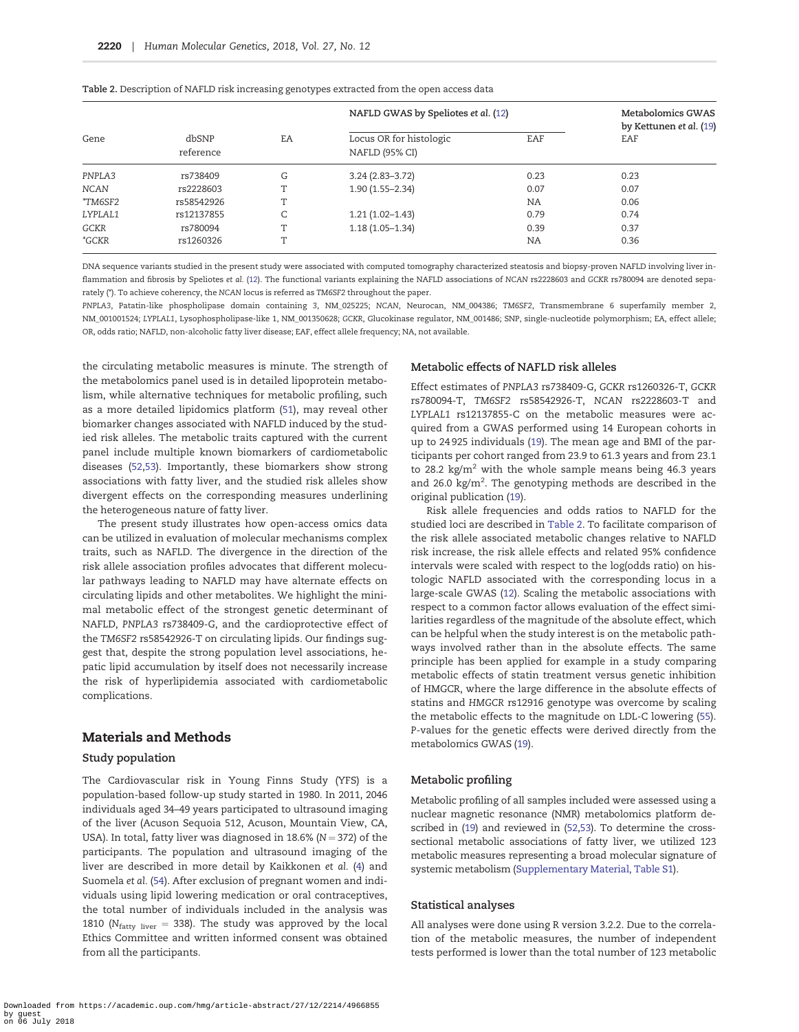Table 2. Description of NAFLD risk increasing genotypes extracted from the open access data

| Gene | dbSNP reference | EA | NAFLD GWAS by Speliotes *et al.* (12) | | Metabolomics GWAS by Kettunen *et al.* (19) |
|---|---|---|---|---|---|
| | | | Locus OR for histologic NAFLD (95% CI) | EAF | EAF |
| *PNPLA3* | rs738409 | G | 3.24 (2.83–3.72) | 0.23 | 0.23 |
| *NCAN* | rs2228603 | T | 1.90 (1.55–2.34) | 0.07 | 0.07 |
| **TM6SF2* | rs58542926 | T | | NA | 0.06 |
| *LYPLAL1* | rs12137855 | C | 1.21 (1.02–1.43) | 0.79 | 0.74 |
| *GCKR* | rs780094 | T | 1.18 (1.05–1.34) | 0.39 | 0.37 |
| **GCKR* | rs1260326 | T | | NA | 0.36 |

DNA sequence variants studied in the present study were associated with computed tomography characterized steatosis and biopsy-proven NAFLD involving liver inflammation and fibrosis by Speliotes *et al.* (12). The functional variants explaining the NAFLD associations of *NCAN* rs2228603 and *GCKR* rs780094 are denoted separately (*). To achieve coherency, the *NCAN* locus is referred as *TM6SF2* throughout the paper.

*PNPLA3*, Patatin-like phospholipase domain containing 3, NM_025225; *NCAN*, Neurocan, NM_004386; *TM6SF2*, Transmembrane 6 superfamily member 2, NM_001001524; *LYPLAL1*, Lysophospholipase-like 1, NM_001350628; *GCKR*, Glucokinase regulator, NM_001486; SNP, single-nucleotide polymorphism; EA, effect allele; OR, odds ratio; NAFLD, non-alcoholic fatty liver disease; EAF, effect allele frequency; NA, not available.

the circulating metabolic measures is minute. The strength of the metabolomics panel used is in detailed lipoprotein metabolism, while alternative techniques for metabolic profiling, such as a more detailed lipidomics platform (51), may reveal other biomarker changes associated with NAFLD induced by the studied risk alleles. The metabolic traits captured with the current panel include multiple known biomarkers of cardiometabolic diseases (52,53). Importantly, these biomarkers show strong associations with fatty liver, and the studied risk alleles show divergent effects on the corresponding measures underlining the heterogeneous nature of fatty liver.

The present study illustrates how open-access omics data can be utilized in evaluation of molecular mechanisms complex traits, such as NAFLD. The divergence in the direction of the risk allele association profiles advocates that different molecular pathways leading to NAFLD may have alternate effects on circulating lipids and other metabolites. We highlight the minimal metabolic effect of the strongest genetic determinant of NAFLD, *PNPLA3* rs738409-G, and the cardioprotective effect of the *TM6SF2* rs58542926-T on circulating lipids. Our findings suggest that, despite the strong population level associations, hepatic lipid accumulation by itself does not necessarily increase the risk of hyperlipidemia associated with cardiometabolic complications.

## Materials and Methods

### Study population

The Cardiovascular risk in Young Finns Study (YFS) is a population-based follow-up study started in 1980. In 2011, 2046 individuals aged 34–49 years participated to ultrasound imaging of the liver (Acuson Sequoia 512, Acuson, Mountain View, CA, USA). In total, fatty liver was diagnosed in 18.6% ($N = 372$) of the participants. The population and ultrasound imaging of the liver are described in more detail by Kaikkonen *et al.* (4) and Suomela *et al.* (54). After exclusion of pregnant women and individuals using lipid lowering medication or oral contraceptives, the total number of individuals included in the analysis was 1810 ($N_{\text{fatty liver}} = 338$). The study was approved by the local Ethics Committee and written informed consent was obtained from all the participants.

### Metabolic effects of NAFLD risk alleles

Effect estimates of *PNPLA3* rs738409-G, *GCKR* rs1260326-T, *GCKR* rs780094-T, *TM6SF2* rs58542926-T, *NCAN* rs2228603-T and *LYPLAL1* rs12137855-C on the metabolic measures were acquired from a GWAS performed using 14 European cohorts in up to 24 925 individuals (19). The mean age and BMI of the participants per cohort ranged from 23.9 to 61.3 years and from 23.1 to 28.2 kg/m$^2$ with the whole sample means being 46.3 years and 26.0 kg/m$^2$. The genotyping methods are described in the original publication (19).

Risk allele frequencies and odds ratios to NAFLD for the studied loci are described in Table 2. To facilitate comparison of the risk allele associated metabolic changes relative to NAFLD risk increase, the risk allele effects and related 95% confidence intervals were scaled with respect to the log(odds ratio) on histologic NAFLD associated with the corresponding locus in a large-scale GWAS (12). Scaling the metabolic associations with respect to a common factor allows evaluation of the effect similarities regardless of the magnitude of the absolute effect, which can be helpful when the study interest is on the metabolic pathways involved rather than in the absolute effects. The same principle has been applied for example in a study comparing metabolic effects of statin treatment versus genetic inhibition of HMGCR, where the large difference in the absolute effects of statins and *HMGCR* rs12916 genotype was overcome by scaling the metabolic effects to the magnitude on LDL-C lowering (55). *P*-values for the genetic effects were derived directly from the metabolomics GWAS (19).

### Metabolic profiling

Metabolic profiling of all samples included were assessed using a nuclear magnetic resonance (NMR) metabolomics platform described in (19) and reviewed in (52,53). To determine the cross-sectional metabolic associations of fatty liver, we utilized 123 metabolic measures representing a broad molecular signature of systemic metabolism (Supplementary Material, Table S1).

### Statistical analyses

All analyses were done using R version 3.2.2. Due to the correlation of the metabolic measures, the number of independent tests performed is lower than the total number of 123 metabolic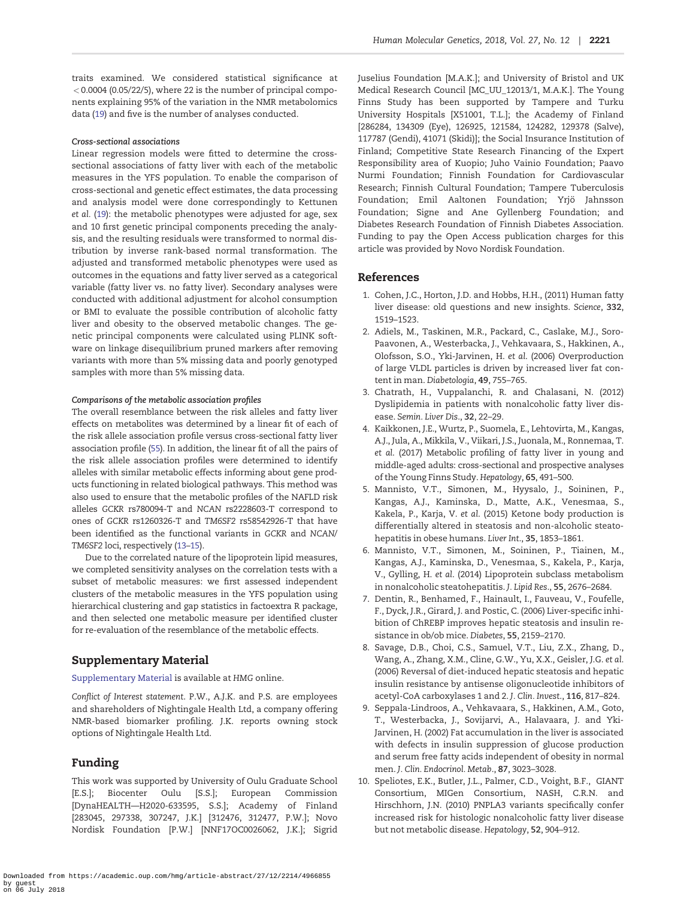traits examined. We considered statistical significance at $< 0.0004$ (0.05/22/5), where 22 is the number of principal components explaining 95% of the variation in the NMR metabolomics data (19) and five is the number of analyses conducted.

#### *Cross-sectional associations*

Linear regression models were fitted to determine the cross-sectional associations of fatty liver with each of the metabolic measures in the YFS population. To enable the comparison of cross-sectional and genetic effect estimates, the data processing and analysis model were done correspondingly to Kettunen *et al.* (19): the metabolic phenotypes were adjusted for age, sex and 10 first genetic principal components preceding the analysis, and the resulting residuals were transformed to normal distribution by inverse rank-based normal transformation. The adjusted and transformed metabolic phenotypes were used as outcomes in the equations and fatty liver served as a categorical variable (fatty liver vs. no fatty liver). Secondary analyses were conducted with additional adjustment for alcohol consumption or BMI to evaluate the possible contribution of alcoholic fatty liver and obesity to the observed metabolic changes. The genetic principal components were calculated using PLINK software on linkage disequilibrium pruned markers after removing variants with more than 5% missing data and poorly genotyped samples with more than 5% missing data.

#### *Comparisons of the metabolic association profiles*

The overall resemblance between the risk alleles and fatty liver effects on metabolites was determined by a linear fit of each of the risk allele association profile versus cross-sectional fatty liver association profile (55). In addition, the linear fit of all the pairs of the risk allele association profiles were determined to identify alleles with similar metabolic effects informing about gene products functioning in related biological pathways. This method was also used to ensure that the metabolic profiles of the NAFLD risk alleles *GCKR* rs780094-T and *NCAN* rs2228603-T correspond to ones of *GCKR* rs1260326-T and *TM6SF2* rs58542926-T that have been identified as the functional variants in *GCKR* and *NCAN/TM6SF2* loci, respectively (13–15).

Due to the correlated nature of the lipoprotein lipid measures, we completed sensitivity analyses on the correlation tests with a subset of metabolic measures: we first assessed independent clusters of the metabolic measures in the YFS population using hierarchical clustering and gap statistics in factoextra R package, and then selected one metabolic measure per identified cluster for re-evaluation of the resemblance of the metabolic effects.

## Supplementary Material

Supplementary Material is available at *HMG* online.

*Conflict of Interest statement*. P.W., A.J.K. and P.S. are employees and shareholders of Nightingale Health Ltd, a company offering NMR-based biomarker profiling. J.K. reports owning stock options of Nightingale Health Ltd.

## Funding

This work was supported by University of Oulu Graduate School [E.S.]; Biocenter Oulu [S.S.]; European Commission [DynaHEALTH—H2020-633595, S.S.]; Academy of Finland [283045, 297338, 307247, J.K.] [312476, 312477, P.W.]; Novo Nordisk Foundation [P.W.] [NNF17OC0026062, J.K.]; Sigrid Juselius Foundation [M.A.K.]; and University of Bristol and UK Medical Research Council [MC_UU_12013/1, M.A.K.]. The Young Finns Study has been supported by Tampere and Turku University Hospitals [X51001, T.L.]; the Academy of Finland [286284, 134309 (Eye), 126925, 121584, 124282, 129378 (Salve), 117787 (Gendi), 41071 (Skidi)]; the Social Insurance Institution of Finland; Competitive State Research Financing of the Expert Responsibility area of Kuopio; Juho Vainio Foundation; Paavo Nurmi Foundation; Finnish Foundation for Cardiovascular Research; Finnish Cultural Foundation; Tampere Tuberculosis Foundation; Emil Aaltonen Foundation; Yrjö Jahnsson Foundation; Signe and Ane Gyllenberg Foundation; and Diabetes Research Foundation of Finnish Diabetes Association. Funding to pay the Open Access publication charges for this article was provided by Novo Nordisk Foundation.

## References

1. Cohen, J.C., Horton, J.D. and Hobbs, H.H., (2011) Human fatty liver disease: old questions and new insights. *Science*, **332**, 1519–1523.
2. Adiels, M., Taskinen, M.R., Packard, C., Caslake, M.J., Soro-Paavonen, A., Westerbacka, J., Vehkavaara, S., Hakkinen, A., Olofsson, S.O., Yki-Jarvinen, H. *et al.* (2006) Overproduction of large VLDL particles is driven by increased liver fat content in man. *Diabetologia*, **49**, 755–765.
3. Chatrath, H., Vuppalanchi, R. and Chalasani, N. (2012) Dyslipidemia in patients with nonalcoholic fatty liver disease. *Semin. Liver Dis*., **32**, 22–29.
4. Kaikkonen, J.E., Wurtz, P., Suomela, E., Lehtovirta, M., Kangas, A.J., Jula, A., Mikkila, V., Viikari, J.S., Juonala, M., Ronnemaa, T. *et al.* (2017) Metabolic profiling of fatty liver in young and middle-aged adults: cross-sectional and prospective analyses of the Young Finns Study. *Hepatology*, **65**, 491–500.
5. Mannisto, V.T., Simonen, M., Hyysalo, J., Soininen, P., Kangas, A.J., Kaminska, D., Matte, A.K., Venesmaa, S., Kakela, P., Karja, V. *et al.* (2015) Ketone body production is differentially altered in steatosis and non-alcoholic steatohepatitis in obese humans. *Liver Int*., **35**, 1853–1861.
6. Mannisto, V.T., Simonen, M., Soininen, P., Tiainen, M., Kangas, A.J., Kaminska, D., Venesmaa, S., Kakela, P., Karja, V., Gylling, H. *et al.* (2014) Lipoprotein subclass metabolism in nonalcoholic steatohepatitis. *J. Lipid Res*., **55**, 2676–2684.
7. Dentin, R., Benhamed, F., Hainault, I., Fauveau, V., Foufelle, F., Dyck, J.R., Girard, J. and Postic, C. (2006) Liver-specific inhibition of ChREBP improves hepatic steatosis and insulin resistance in ob/ob mice. *Diabetes*, **55**, 2159–2170.
8. Savage, D.B., Choi, C.S., Samuel, V.T., Liu, Z.X., Zhang, D., Wang, A., Zhang, X.M., Cline, G.W., Yu, X.X., Geisler, J.G. *et al.* (2006) Reversal of diet-induced hepatic steatosis and hepatic insulin resistance by antisense oligonucleotide inhibitors of acetyl-CoA carboxylases 1 and 2. *J. Clin. Invest*., **116**, 817–824.
9. Seppala-Lindroos, A., Vehkavaara, S., Hakkinen, A.M., Goto, T., Westerbacka, J., Sovijarvi, A., Halavaara, J. and Yki-Jarvinen, H. (2002) Fat accumulation in the liver is associated with defects in insulin suppression of glucose production and serum free fatty acids independent of obesity in normal men. *J. Clin. Endocrinol. Metab*., **87**, 3023–3028.
10. Speliotes, E.K., Butler, J.L., Palmer, C.D., Voight, B.F., GIANT Consortium, MIGen Consortium, NASH, C.R.N. and Hirschhorn, J.N. (2010) PNPLA3 variants specifically confer increased risk for histologic nonalcoholic fatty liver disease but not metabolic disease. *Hepatology*, **52**, 904–912.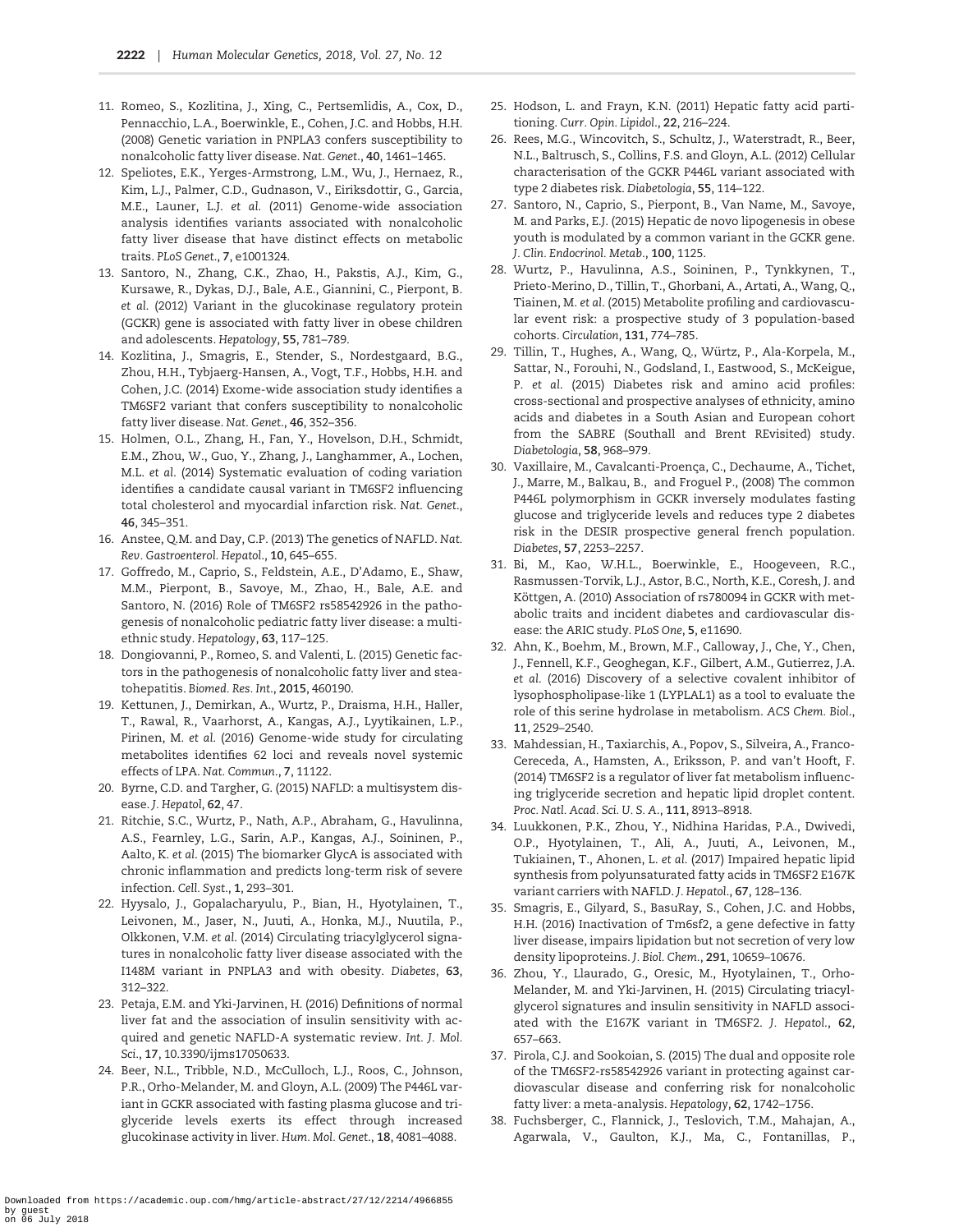11. Romeo, S., Kozlitina, J., Xing, C., Pertsemlidis, A., Cox, D., Pennacchio, L.A., Boerwinkle, E., Cohen, J.C. and Hobbs, H.H. (2008) Genetic variation in PNPLA3 confers susceptibility to nonalcoholic fatty liver disease. *Nat. Genet.*, **40**, 1461–1465.
12. Speliotes, E.K., Yerges-Armstrong, L.M., Wu, J., Hernaez, R., Kim, L.J., Palmer, C.D., Gudnason, V., Eiriksdottir, G., Garcia, M.E., Launer, L.J. *et al.* (2011) Genome-wide association analysis identifies variants associated with nonalcoholic fatty liver disease that have distinct effects on metabolic traits. *PLoS Genet.*, **7**, e1001324.
13. Santoro, N., Zhang, C.K., Zhao, H., Pakstis, A.J., Kim, G., Kursawe, R., Dykas, D.J., Bale, A.E., Giannini, C., Pierpont, B. *et al.* (2012) Variant in the glucokinase regulatory protein (GCKR) gene is associated with fatty liver in obese children and adolescents. *Hepatology*, **55**, 781–789.
14. Kozlitina, J., Smagris, E., Stender, S., Nordestgaard, B.G., Zhou, H.H., Tybjaerg-Hansen, A., Vogt, T.F., Hobbs, H.H. and Cohen, J.C. (2014) Exome-wide association study identifies a TM6SF2 variant that confers susceptibility to nonalcoholic fatty liver disease. *Nat. Genet.*, **46**, 352–356.
15. Holmen, O.L., Zhang, H., Fan, Y., Hovelson, D.H., Schmidt, E.M., Zhou, W., Guo, Y., Zhang, J., Langhammer, A., Lochen, M.L. *et al.* (2014) Systematic evaluation of coding variation identifies a candidate causal variant in TM6SF2 influencing total cholesterol and myocardial infarction risk. *Nat. Genet.*, **46**, 345–351.
16. Anstee, Q.M. and Day, C.P. (2013) The genetics of NAFLD. *Nat. Rev. Gastroenterol. Hepatol.*, **10**, 645–655.
17. Goffredo, M., Caprio, S., Feldstein, A.E., D'Adamo, E., Shaw, M.M., Pierpont, B., Savoye, M., Zhao, H., Bale, A.E. and Santoro, N. (2016) Role of TM6SF2 rs58542926 in the pathogenesis of nonalcoholic pediatric fatty liver disease: a multiethnic study. *Hepatology*, **63**, 117–125.
18. Dongiovanni, P., Romeo, S. and Valenti, L. (2015) Genetic factors in the pathogenesis of nonalcoholic fatty liver and steatohepatitis. *Biomed. Res. Int.*, **2015**, 460190.
19. Kettunen, J., Demirkan, A., Wurtz, P., Draisma, H.H., Haller, T., Rawal, R., Vaarhorst, A., Kangas, A.J., Lyytikainen, L.P., Pirinen, M. *et al.* (2016) Genome-wide study for circulating metabolites identifies 62 loci and reveals novel systemic effects of LPA. *Nat. Commun.*, **7**, 11122.
20. Byrne, C.D. and Targher, G. (2015) NAFLD: a multisystem disease. *J. Hepatol*, **62**, 47.
21. Ritchie, S.C., Wurtz, P., Nath, A.P., Abraham, G., Havulinna, A.S., Fearnley, L.G., Sarin, A.P., Kangas, A.J., Soininen, P., Aalto, K. *et al.* (2015) The biomarker GlycA is associated with chronic inflammation and predicts long-term risk of severe infection. *Cell. Syst.*, **1**, 293–301.
22. Hyysalo, J., Gopalacharyulu, P., Bian, H., Hyotylainen, T., Leivonen, M., Jaser, N., Juuti, A., Honka, M.J., Nuutila, P., Olkkonen, V.M. *et al.* (2014) Circulating triacylglycerol signatures in nonalcoholic fatty liver disease associated with the I148M variant in PNPLA3 and with obesity. *Diabetes*, **63**, 312–322.
23. Petaja, E.M. and Yki-Jarvinen, H. (2016) Definitions of normal liver fat and the association of insulin sensitivity with acquired and genetic NAFLD-A systematic review. *Int. J. Mol. Sci.*, **17**, 10.3390/ijms17050633.
24. Beer, N.L., Tribble, N.D., McCulloch, L.J., Roos, C., Johnson, P.R., Orho-Melander, M. and Gloyn, A.L. (2009) The P446L variant in GCKR associated with fasting plasma glucose and triglyceride levels exerts its effect through increased glucokinase activity in liver. *Hum. Mol. Genet.*, **18**, 4081–4088.
25. Hodson, L. and Frayn, K.N. (2011) Hepatic fatty acid partitioning. *Curr. Opin. Lipidol.*, **22**, 216–224.
26. Rees, M.G., Wincovitch, S., Schultz, J., Waterstradt, R., Beer, N.L., Baltrusch, S., Collins, F.S. and Gloyn, A.L. (2012) Cellular characterisation of the GCKR P446L variant associated with type 2 diabetes risk. *Diabetologia*, **55**, 114–122.
27. Santoro, N., Caprio, S., Pierpont, B., Van Name, M., Savoye, M. and Parks, E.J. (2015) Hepatic de novo lipogenesis in obese youth is modulated by a common variant in the GCKR gene. *J. Clin. Endocrinol. Metab.*, **100**, 1125.
28. Wurtz, P., Havulinna, A.S., Soininen, P., Tynkkynen, T., Prieto-Merino, D., Tillin, T., Ghorbani, A., Artati, A., Wang, Q., Tiainen, M. *et al.* (2015) Metabolite profiling and cardiovascular event risk: a prospective study of 3 population-based cohorts. *Circulation*, **131**, 774–785.
29. Tillin, T., Hughes, A., Wang, Q., Würtz, P., Ala-Korpela, M., Sattar, N., Forouhi, N., Godsland, I., Eastwood, S., McKeigue, P. *et al.* (2015) Diabetes risk and amino acid profiles: cross-sectional and prospective analyses of ethnicity, amino acids and diabetes in a South Asian and European cohort from the SABRE (Southall and Brent REvisited) study. *Diabetologia*, **58**, 968–979.
30. Vaxillaire, M., Cavalcanti-Proença, C., Dechaume, A., Tichet, J., Marre, M., Balkau, B., and Froguel P., (2008) The common P446L polymorphism in GCKR inversely modulates fasting glucose and triglyceride levels and reduces type 2 diabetes risk in the DESIR prospective general french population. *Diabetes*, **57**, 2253–2257.
31. Bi, M., Kao, W.H.L., Boerwinkle, E., Hoogeveen, R.C., Rasmussen-Torvik, L.J., Astor, B.C., North, K.E., Coresh, J. and Köttgen, A. (2010) Association of rs780094 in GCKR with metabolic traits and incident diabetes and cardiovascular disease: the ARIC study. *PLoS One*, **5**, e11690.
32. Ahn, K., Boehm, M., Brown, M.F., Calloway, J., Che, Y., Chen, J., Fennell, K.F., Geoghegan, K.F., Gilbert, A.M., Gutierrez, J.A. *et al.* (2016) Discovery of a selective covalent inhibitor of lysophospholipase-like 1 (LYPLAL1) as a tool to evaluate the role of this serine hydrolase in metabolism. *ACS Chem. Biol.*, **11**, 2529–2540.
33. Mahdessian, H., Taxiarchis, A., Popov, S., Silveira, A., Franco-Cereceda, A., Hamsten, A., Eriksson, P. and van't Hooft, F. (2014) TM6SF2 is a regulator of liver fat metabolism influencing triglyceride secretion and hepatic lipid droplet content. *Proc. Natl. Acad. Sci. U. S. A.*, **111**, 8913–8918.
34. Luukkonen, P.K., Zhou, Y., Nidhina Haridas, P.A., Dwivedi, O.P., Hyotylainen, T., Ali, A., Juuti, A., Leivonen, M., Tukiainen, T., Ahonen, L. *et al.* (2017) Impaired hepatic lipid synthesis from polyunsaturated fatty acids in TM6SF2 E167K variant carriers with NAFLD. *J. Hepatol.*, **67**, 128–136.
35. Smagris, E., Gilyard, S., BasuRay, S., Cohen, J.C. and Hobbs, H.H. (2016) Inactivation of Tm6sf2, a gene defective in fatty liver disease, impairs lipidation but not secretion of very low density lipoproteins. *J. Biol. Chem.*, **291**, 10659–10676.
36. Zhou, Y., Llaurado, G., Oresic, M., Hyotylainen, T., Orho-Melander, M. and Yki-Jarvinen, H. (2015) Circulating triacylglycerol signatures and insulin sensitivity in NAFLD associated with the E167K variant in TM6SF2. *J. Hepatol.*, **62**, 657–663.
37. Pirola, C.J. and Sookoian, S. (2015) The dual and opposite role of the TM6SF2-rs58542926 variant in protecting against cardiovascular disease and conferring risk for nonalcoholic fatty liver: a meta-analysis. *Hepatology*, **62**, 1742–1756.
38. Fuchsberger, C., Flannick, J., Teslovich, T.M., Mahajan, A., Agarwala, V., Gaulton, K.J., Ma, C., Fontanillas, P.,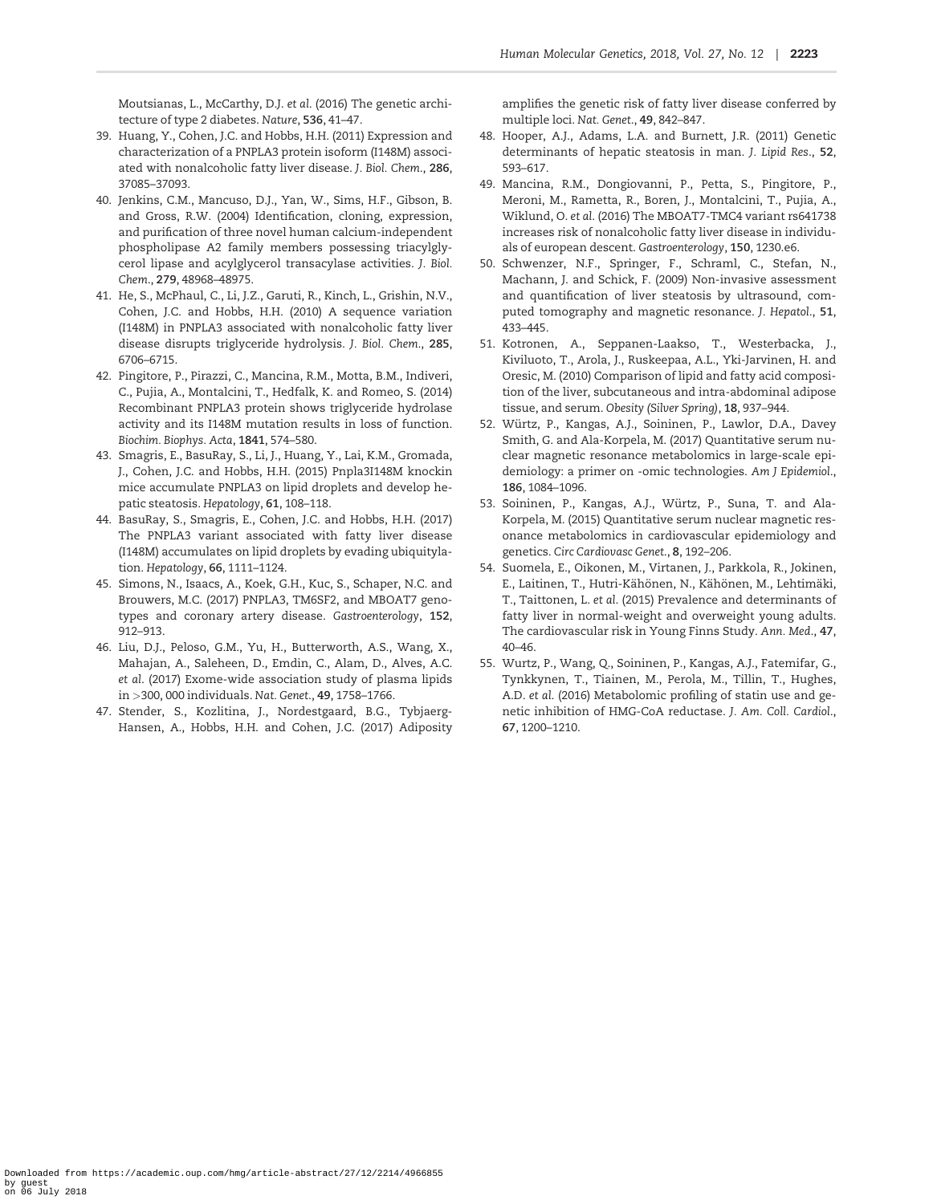Moutsianas, L., McCarthy, D.J. *et al.* (2016) The genetic architecture of type 2 diabetes. *Nature*, **536**, 41–47.

39. Huang, Y., Cohen, J.C. and Hobbs, H.H. (2011) Expression and characterization of a PNPLA3 protein isoform (I148M) associated with nonalcoholic fatty liver disease. *J. Biol. Chem.*, **286**, 37085–37093.
40. Jenkins, C.M., Mancuso, D.J., Yan, W., Sims, H.F., Gibson, B. and Gross, R.W. (2004) Identification, cloning, expression, and purification of three novel human calcium-independent phospholipase A2 family members possessing triacylglycerol lipase and acylglycerol transacylase activities. *J. Biol. Chem.*, **279**, 48968–48975.
41. He, S., McPhaul, C., Li, J.Z., Garuti, R., Kinch, L., Grishin, N.V., Cohen, J.C. and Hobbs, H.H. (2010) A sequence variation (I148M) in PNPLA3 associated with nonalcoholic fatty liver disease disrupts triglyceride hydrolysis. *J. Biol. Chem.*, **285**, 6706–6715.
42. Pingitore, P., Pirazzi, C., Mancina, R.M., Motta, B.M., Indiveri, C., Pujia, A., Montalcini, T., Hedfalk, K. and Romeo, S. (2014) Recombinant PNPLA3 protein shows triglyceride hydrolase activity and its I148M mutation results in loss of function. *Biochim. Biophys. Acta*, **1841**, 574–580.
43. Smagris, E., BasuRay, S., Li, J., Huang, Y., Lai, K.M., Gromada, J., Cohen, J.C. and Hobbs, H.H. (2015) Pnpla3I148M knockin mice accumulate PNPLA3 on lipid droplets and develop hepatic steatosis. *Hepatology*, **61**, 108–118.
44. BasuRay, S., Smagris, E., Cohen, J.C. and Hobbs, H.H. (2017) The PNPLA3 variant associated with fatty liver disease (I148M) accumulates on lipid droplets by evading ubiquitylation. *Hepatology*, **66**, 1111–1124.
45. Simons, N., Isaacs, A., Koek, G.H., Kuc, S., Schaper, N.C. and Brouwers, M.C. (2017) PNPLA3, TM6SF2, and MBOAT7 genotypes and coronary artery disease. *Gastroenterology*, **152**, 912–913.
46. Liu, D.J., Peloso, G.M., Yu, H., Butterworth, A.S., Wang, X., Mahajan, A., Saleheen, D., Emdin, C., Alam, D., Alves, A.C. *et al.* (2017) Exome-wide association study of plasma lipids in >300, 000 individuals. *Nat. Genet.*, **49**, 1758–1766.
47. Stender, S., Kozlitina, J., Nordestgaard, B.G., Tybjaerg-Hansen, A., Hobbs, H.H. and Cohen, J.C. (2017) Adiposity amplifies the genetic risk of fatty liver disease conferred by multiple loci. *Nat. Genet.*, **49**, 842–847.
48. Hooper, A.J., Adams, L.A. and Burnett, J.R. (2011) Genetic determinants of hepatic steatosis in man. *J. Lipid Res.*, **52**, 593–617.
49. Mancina, R.M., Dongiovanni, P., Petta, S., Pingitore, P., Meroni, M., Rametta, R., Boren, J., Montalcini, T., Pujia, A., Wiklund, O. *et al.* (2016) The MBOAT7-TMC4 variant rs641738 increases risk of nonalcoholic fatty liver disease in individuals of european descent. *Gastroenterology*, **150**, 1230.e6.
50. Schwenzer, N.F., Springer, F., Schraml, C., Stefan, N., Machann, J. and Schick, F. (2009) Non-invasive assessment and quantification of liver steatosis by ultrasound, computed tomography and magnetic resonance. *J. Hepatol.*, **51**, 433–445.
51. Kotronen, A., Seppanen-Laakso, T., Westerbacka, J., Kiviluoto, T., Arola, J., Ruskeepaa, A.L., Yki-Jarvinen, H. and Oresic, M. (2010) Comparison of lipid and fatty acid composition of the liver, subcutaneous and intra-abdominal adipose tissue, and serum. *Obesity (Silver Spring)*, **18**, 937–944.
52. Würtz, P., Kangas, A.J., Soininen, P., Lawlor, D.A., Davey Smith, G. and Ala-Korpela, M. (2017) Quantitative serum nuclear magnetic resonance metabolomics in large-scale epidemiology: a primer on -omic technologies. *Am J Epidemiol.*, **186**, 1084–1096.
53. Soininen, P., Kangas, A.J., Würtz, P., Suna, T. and Ala-Korpela, M. (2015) Quantitative serum nuclear magnetic resonance metabolomics in cardiovascular epidemiology and genetics. *Circ Cardiovasc Genet.*, **8**, 192–206.
54. Suomela, E., Oikonen, M., Virtanen, J., Parkkola, R., Jokinen, E., Laitinen, T., Hutri-Kähönen, N., Kähönen, M., Lehtimäki, T., Taittonen, L. *et al.* (2015) Prevalence and determinants of fatty liver in normal-weight and overweight young adults. The cardiovascular risk in Young Finns Study. *Ann. Med.*, **47**, 40–46.
55. Wurtz, P., Wang, Q., Soininen, P., Kangas, A.J., Fatemifar, G., Tynkkynen, T., Tiainen, M., Perola, M., Tillin, T., Hughes, A.D. *et al.* (2016) Metabolomic profiling of statin use and genetic inhibition of HMG-CoA reductase. *J. Am. Coll. Cardiol.*, **67**, 1200–1210.